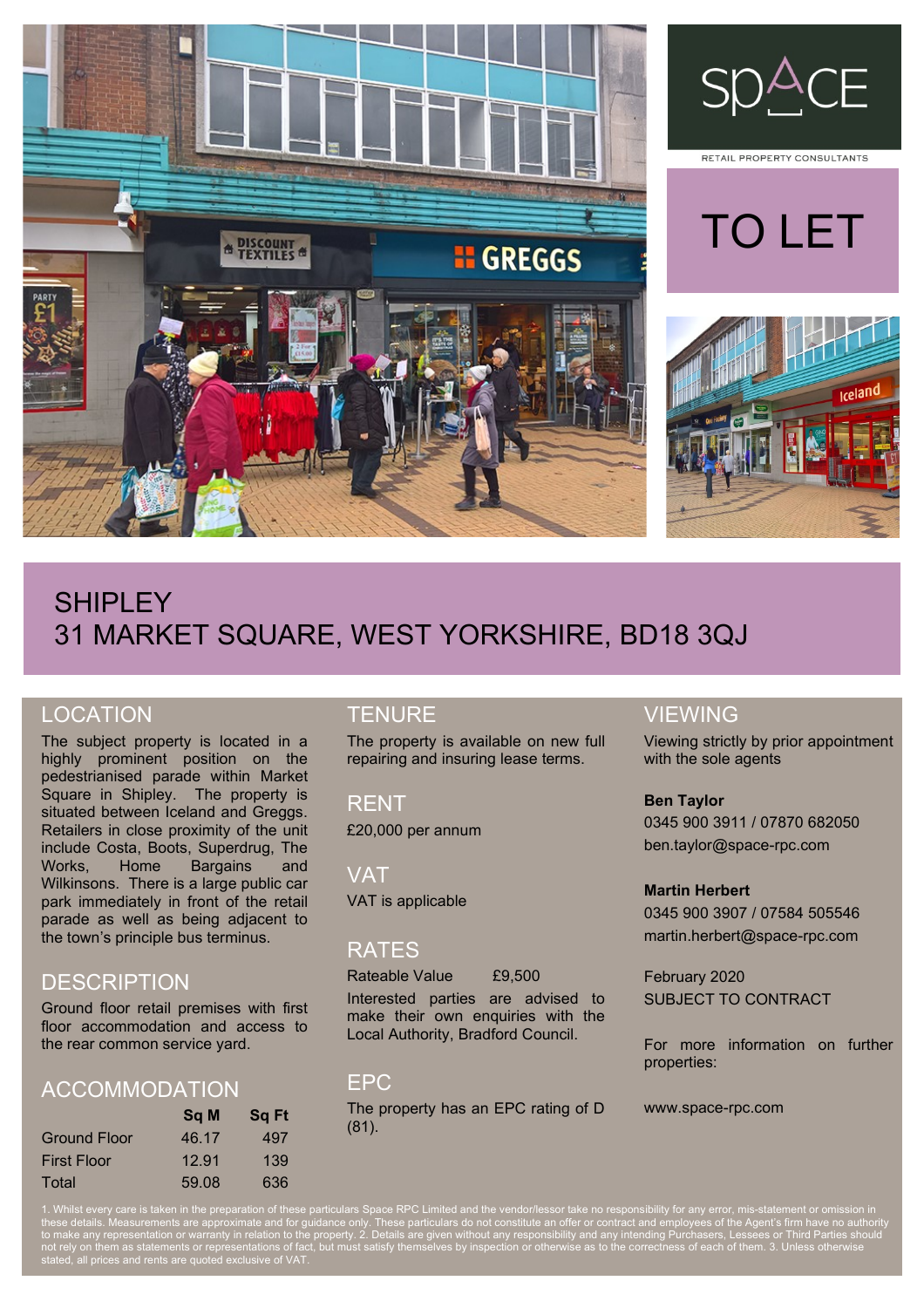SpACE

RETAIL PROPERTY CONSULTANTS

# TO LET

# SHIPLEY
# 31 MARKET SQUARE, WEST YORKSHIRE, BD18 3QJ

## LOCATION

The subject property is located in a highly prominent position on the pedestrianised parade within Market Square in Shipley. The property is situated between Iceland and Greggs. Retailers in close proximity of the unit include Costa, Boots, Superdrug, The Works, Home Bargains and Wilkinsons. There is a large public car park immediately in front of the retail parade as well as being adjacent to the town's principle bus terminus.

## DESCRIPTION

Ground floor retail premises with first floor accommodation and access to the rear common service yard.

## ACCOMMODATION

| | Sq M | Sq Ft |
|---|---|---|
| Ground Floor | 46.17 | 497 |
| First Floor | 12.91 | 139 |
| Total | 59.08 | 636 |

## TENURE

The property is available on new full repairing and insuring lease terms.

## RENT

£20,000 per annum

## VAT

VAT is applicable

## RATES

Rateable Value £9,500

Interested parties are advised to make their own enquiries with the Local Authority, Bradford Council.

## EPC

The property has an EPC rating of D (81).

## VIEWING

Viewing strictly by prior appointment with the sole agents

**Ben Taylor**
0345 900 3911 / 07870 682050
ben.taylor@space-rpc.com

**Martin Herbert**
0345 900 3907 / 07584 505546
martin.herbert@space-rpc.com

February 2020
SUBJECT TO CONTRACT

For more information on further properties:

www.space-rpc.com

1. Whilst every care is taken in the preparation of these particulars Space RPC Limited and the vendor/lessor take no responsibility for any error, mis-statement or omission in these details. Measurements are approximate and for guidance only. These particulars do not constitute an offer or contract and employees of the Agent's firm have no authority to make any representation or warranty in relation to the property. 2. Details are given without any responsibility and any intending Purchasers, Lessees or Third Parties should not rely on them as statements or representations of fact, but must satisfy themselves by inspection or otherwise as to the correctness of each of them. 3. Unless otherwise stated, all prices and rents are quoted exclusive of VAT.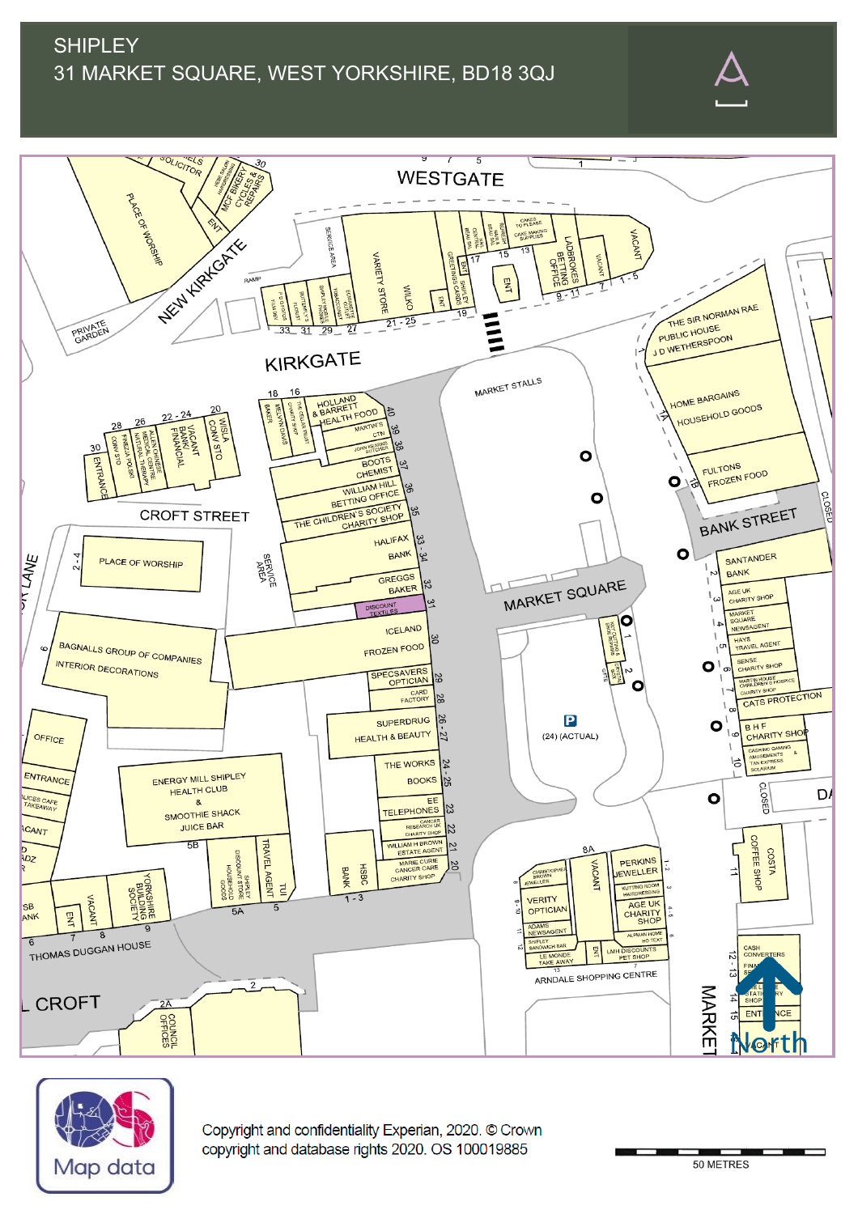# SHIPLEY
## 31 MARKET SQUARE, WEST YORKSHIRE, BD18 3QJ

Copyright and confidentiality Experian, 2020. © Crown copyright and database rights 2020. OS 100019885

50 METRES

North